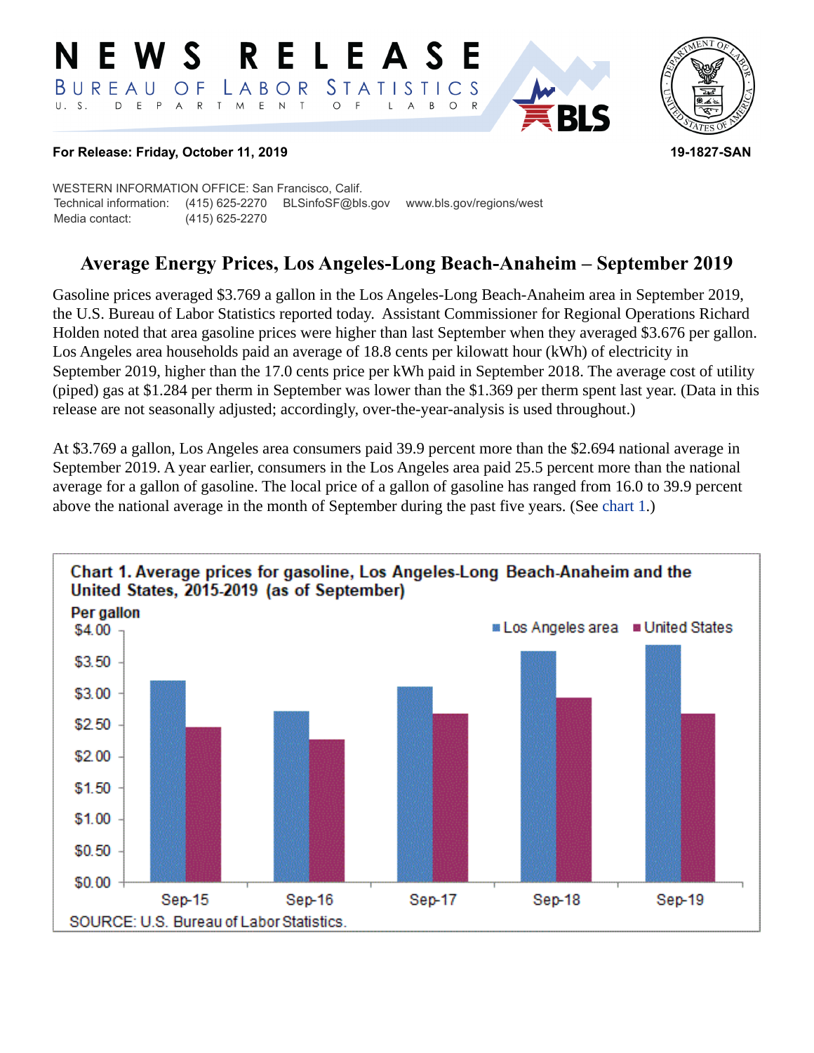# NEWS RELEASE

BUREAU OF LABOR STATISTICS
U. S. DEPARTMENT OF LABOR

**For Release: Friday, October 11, 2019** **19-1827-SAN**

WESTERN INFORMATION OFFICE: San Francisco, Calif.
Technical information: (415) 625-2270 BLSinfoSF@bls.gov www.bls.gov/regions/west
Media contact: (415) 625-2270

## Average Energy Prices, Los Angeles-Long Beach-Anaheim – September 2019

Gasoline prices averaged $3.769 a gallon in the Los Angeles-Long Beach-Anaheim area in September 2019, the U.S. Bureau of Labor Statistics reported today. Assistant Commissioner for Regional Operations Richard Holden noted that area gasoline prices were higher than last September when they averaged $3.676 per gallon. Los Angeles area households paid an average of 18.8 cents per kilowatt hour (kWh) of electricity in September 2019, higher than the 17.0 cents price per kWh paid in September 2018. The average cost of utility (piped) gas at $1.284 per therm in September was lower than the $1.369 per therm spent last year. (Data in this release are not seasonally adjusted; accordingly, over-the-year-analysis is used throughout.)

At $3.769 a gallon, Los Angeles area consumers paid 39.9 percent more than the $2.694 national average in September 2019. A year earlier, consumers in the Los Angeles area paid 25.5 percent more than the national average for a gallon of gasoline. The local price of a gallon of gasoline has ranged from 16.0 to 39.9 percent above the national average in the month of September during the past five years. (See chart 1.)

**Chart 1. Average prices for gasoline, Los Angeles-Long Beach-Anaheim and the United States, 2015-2019 (as of September)**

Per gallon; Los Angeles area vs. United States; categories Sep-15, Sep-16, Sep-17, Sep-18, Sep-19; axis $0.00 to $4.00.

SOURCE: U.S. Bureau of Labor Statistics.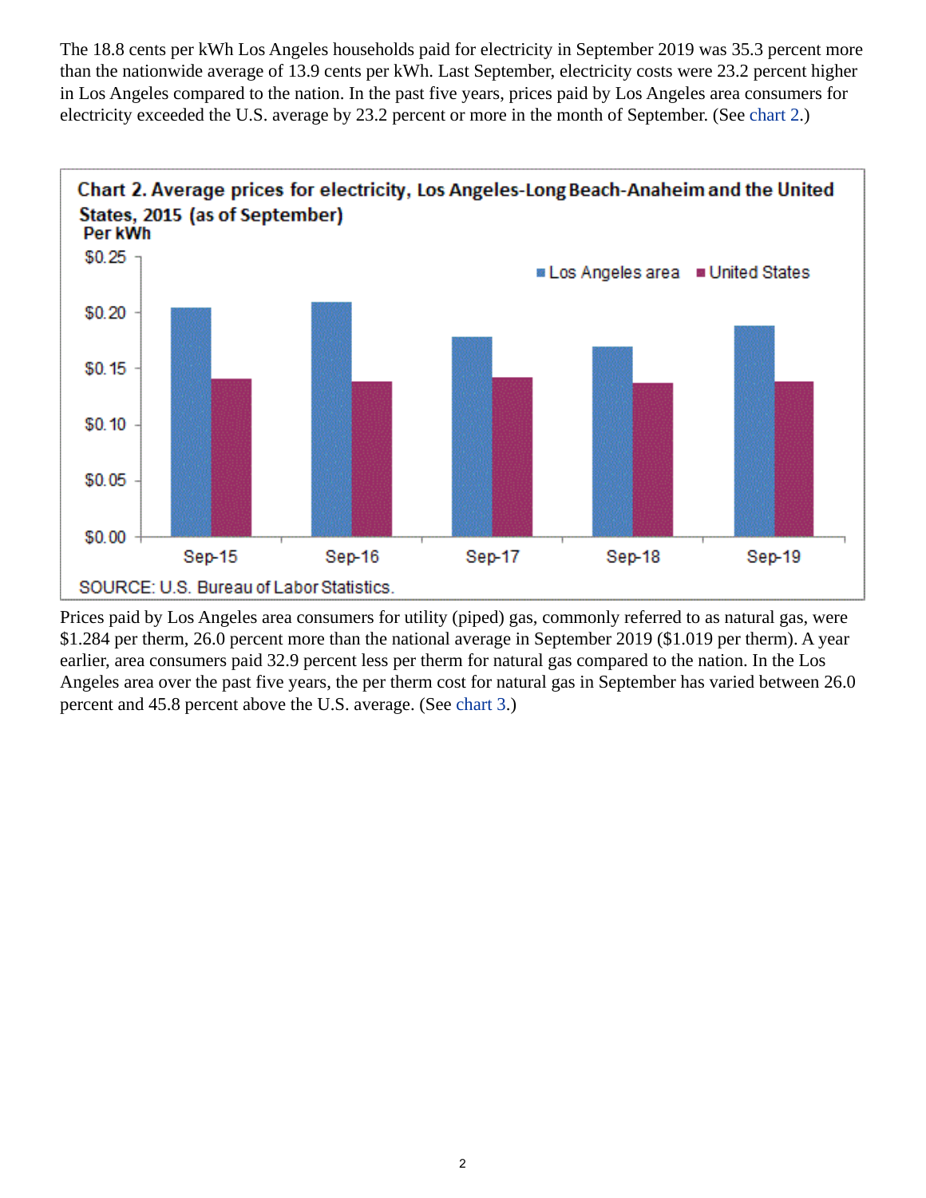The 18.8 cents per kWh Los Angeles households paid for electricity in September 2019 was 35.3 percent more than the nationwide average of 13.9 cents per kWh. Last September, electricity costs were 23.2 percent higher in Los Angeles compared to the nation. In the past five years, prices paid by Los Angeles area consumers for electricity exceeded the U.S. average by 23.2 percent or more in the month of September. (See chart 2.)

**Chart 2. Average prices for electricity, Los Angeles-Long Beach-Anaheim and the United States, 2015 (as of September)**

Per kWh

SOURCE: U.S. Bureau of Labor Statistics.

Prices paid by Los Angeles area consumers for utility (piped) gas, commonly referred to as natural gas, were $1.284 per therm, 26.0 percent more than the national average in September 2019 ($1.019 per therm). A year earlier, area consumers paid 32.9 percent less per therm for natural gas compared to the nation. In the Los Angeles area over the past five years, the per therm cost for natural gas in September has varied between 26.0 percent and 45.8 percent above the U.S. average. (See chart 3.)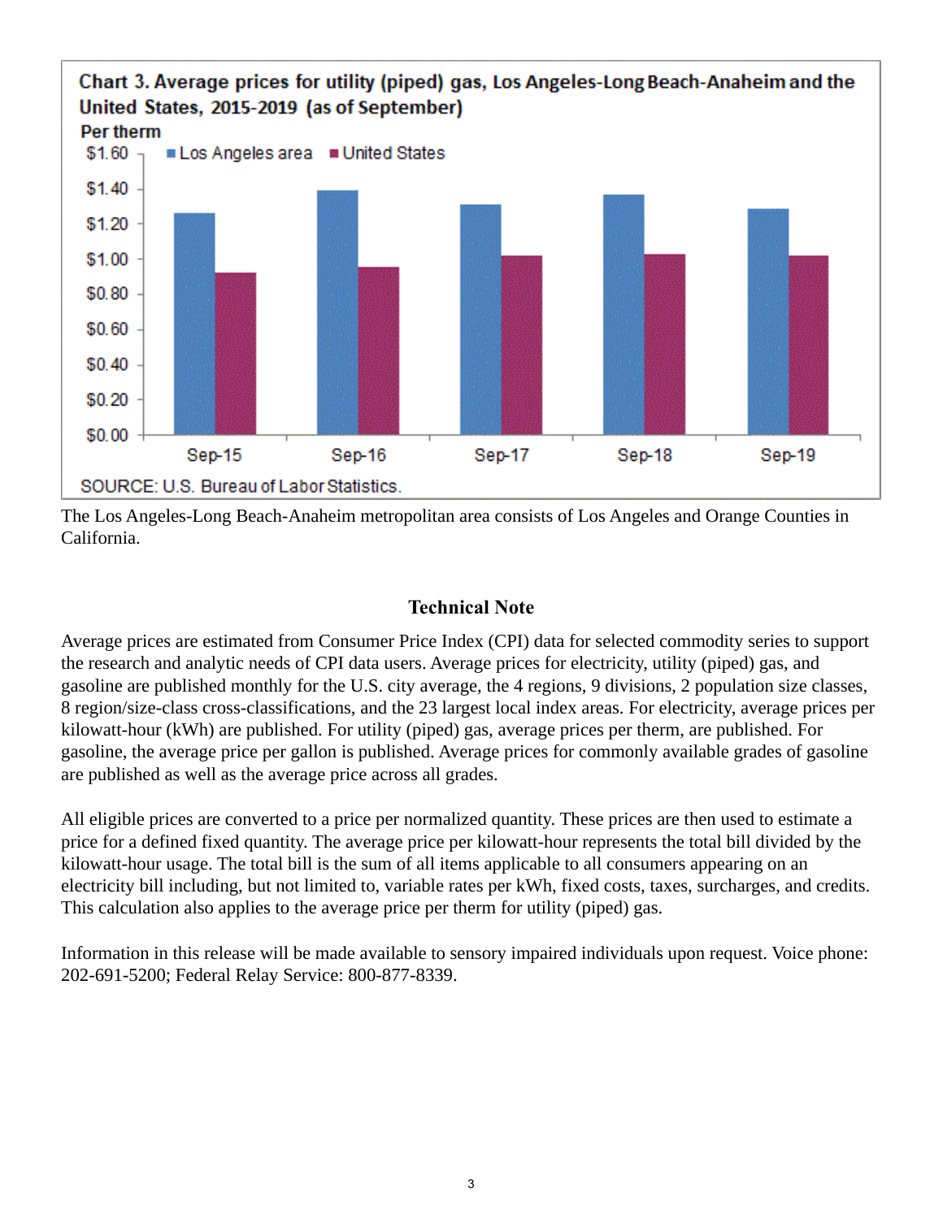Chart 3. Average prices for utility (piped) gas, Los Angeles-Long Beach-Anaheim and the United States, 2015-2019 (as of September)

SOURCE: U.S. Bureau of Labor Statistics.

The Los Angeles-Long Beach-Anaheim metropolitan area consists of Los Angeles and Orange Counties in California.

## Technical Note

Average prices are estimated from Consumer Price Index (CPI) data for selected commodity series to support the research and analytic needs of CPI data users. Average prices for electricity, utility (piped) gas, and gasoline are published monthly for the U.S. city average, the 4 regions, 9 divisions, 2 population size classes, 8 region/size-class cross-classifications, and the 23 largest local index areas. For electricity, average prices per kilowatt-hour (kWh) are published. For utility (piped) gas, average prices per therm, are published. For gasoline, the average price per gallon is published. Average prices for commonly available grades of gasoline are published as well as the average price across all grades.

All eligible prices are converted to a price per normalized quantity. These prices are then used to estimate a price for a defined fixed quantity. The average price per kilowatt-hour represents the total bill divided by the kilowatt-hour usage. The total bill is the sum of all items applicable to all consumers appearing on an electricity bill including, but not limited to, variable rates per kWh, fixed costs, taxes, surcharges, and credits. This calculation also applies to the average price per therm for utility (piped) gas.

Information in this release will be made available to sensory impaired individuals upon request. Voice phone: 202-691-5200; Federal Relay Service: 800-877-8339.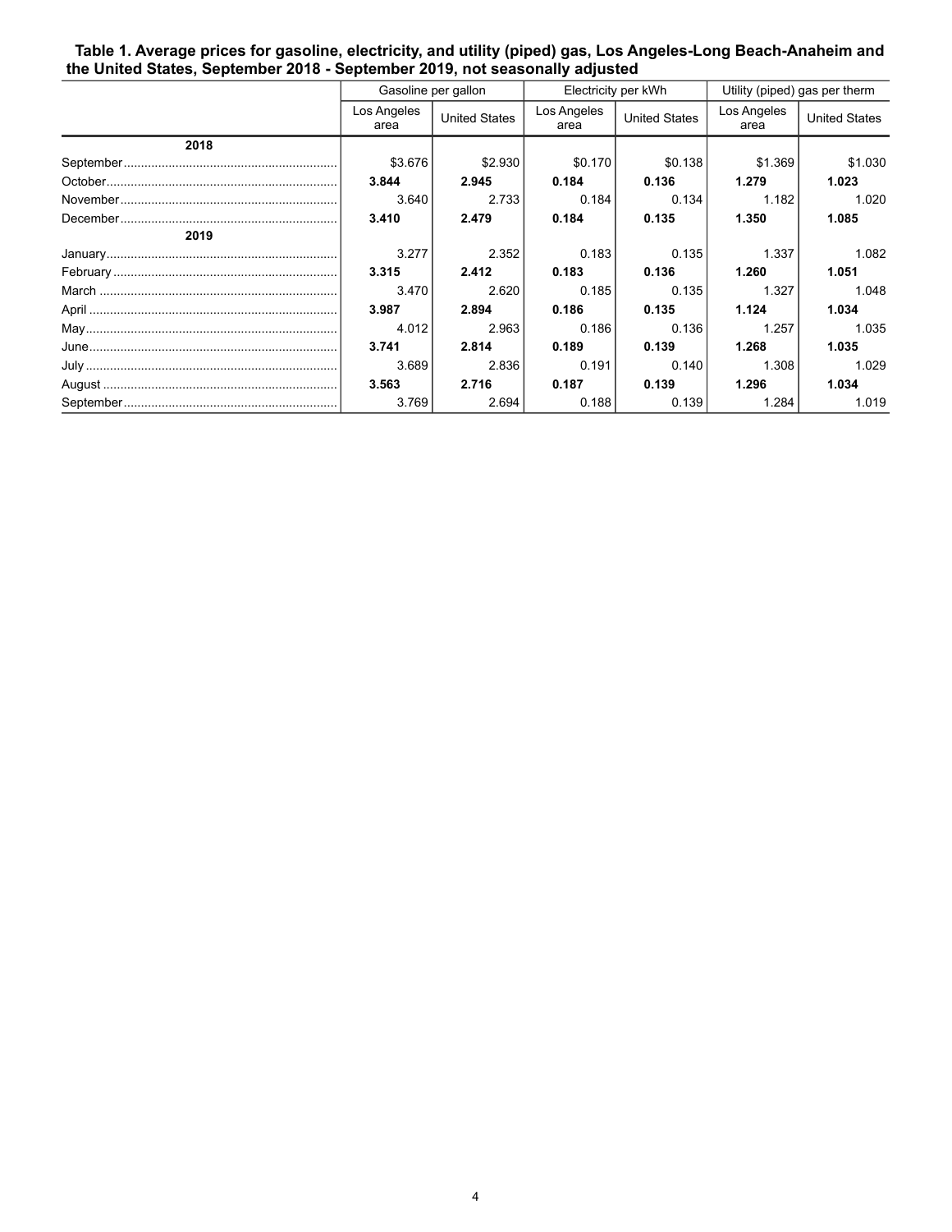**Table 1. Average prices for gasoline, electricity, and utility (piped) gas, Los Angeles-Long Beach-Anaheim and the United States, September 2018 - September 2019, not seasonally adjusted**

| | Gasoline per gallon | | Electricity per kWh | | Utility (piped) gas per therm | |
|---|---|---|---|---|---|---|
| | Los Angeles area | United States | Los Angeles area | United States | Los Angeles area | United States |
| **2018** | | | | | | |
| September | $3.676 | $2.930 | $0.170 | $0.138 | $1.369 | $1.030 |
| October | **3.844** | **2.945** | **0.184** | **0.136** | **1.279** | **1.023** |
| November | 3.640 | 2.733 | 0.184 | 0.134 | 1.182 | 1.020 |
| December | **3.410** | **2.479** | **0.184** | **0.135** | **1.350** | **1.085** |
| **2019** | | | | | | |
| January | 3.277 | 2.352 | 0.183 | 0.135 | 1.337 | 1.082 |
| February | **3.315** | **2.412** | **0.183** | **0.136** | **1.260** | **1.051** |
| March | 3.470 | 2.620 | 0.185 | 0.135 | 1.327 | 1.048 |
| April | **3.987** | **2.894** | **0.186** | **0.135** | **1.124** | **1.034** |
| May | 4.012 | 2.963 | 0.186 | 0.136 | 1.257 | 1.035 |
| June | **3.741** | **2.814** | **0.189** | **0.139** | **1.268** | **1.035** |
| July | 3.689 | 2.836 | 0.191 | 0.140 | 1.308 | 1.029 |
| August | **3.563** | **2.716** | **0.187** | **0.139** | **1.296** | **1.034** |
| September | 3.769 | 2.694 | 0.188 | 0.139 | 1.284 | 1.019 |